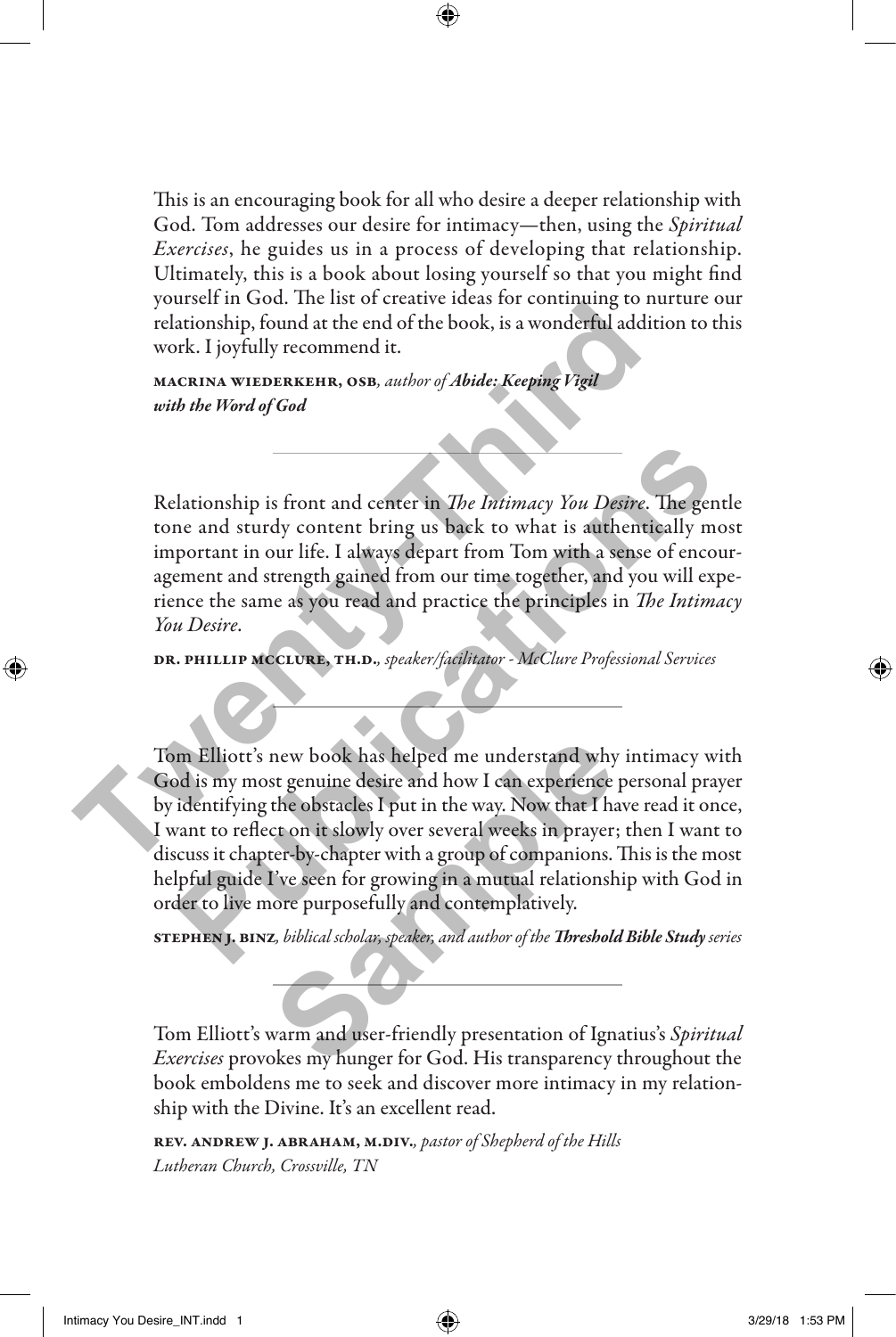This is an encouraging book for all who desire a deeper relationship with God. Tom addresses our desire for intimacy—then, using the *Spiritual Exercises*, he guides us in a process of developing that relationship. Ultimately, this is a book about losing yourself so that you might find yourself in God. The list of creative ideas for continuing to nurture our relationship, found at the end of the book, is a wonderful addition to this work. I joyfully recommend it.

MACRINA WIEDERKEHR, OSB*, author of* ***Abide: Keeping Vigil with the Word of God***

---

Relationship is front and center in *The Intimacy You Desire*. The gentle tone and sturdy content bring us back to what is authentically most important in our life. I always depart from Tom with a sense of encouragement and strength gained from our time together, and you will experience the same as you read and practice the principles in *The Intimacy You Desire*.

DR. PHILLIP MCCLURE, TH.D.*, speaker/facilitator - McClure Professional Services*

---

Tom Elliott's new book has helped me understand why intimacy with God is my most genuine desire and how I can experience personal prayer by identifying the obstacles I put in the way. Now that I have read it once, I want to reflect on it slowly over several weeks in prayer; then I want to discuss it chapter-by-chapter with a group of companions. This is the most helpful guide I've seen for growing in a mutual relationship with God in order to live more purposefully and contemplatively.

STEPHEN J. BINZ*, biblical scholar, speaker, and author of the* ***Threshold Bible Study*** *series*

---

Tom Elliott's warm and user-friendly presentation of Ignatius's *Spiritual Exercises* provokes my hunger for God. His transparency throughout the book emboldens me to seek and discover more intimacy in my relationship with the Divine. It's an excellent read.

REV. ANDREW J. ABRAHAM, M.DIV.*, pastor of Shepherd of the Hills Lutheran Church, Crossville, TN*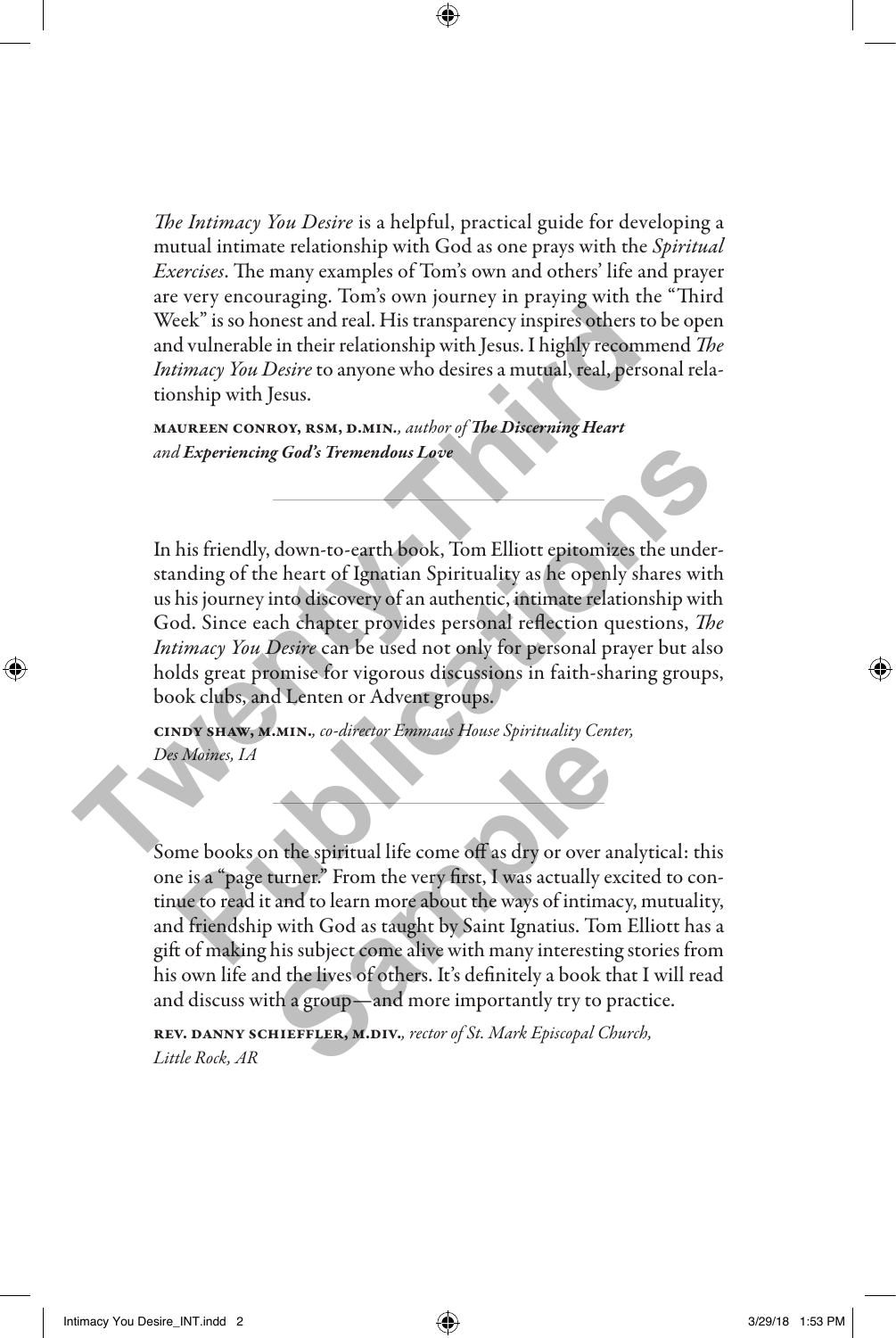*The Intimacy You Desire* is a helpful, practical guide for developing a mutual intimate relationship with God as one prays with the *Spiritual Exercises*. The many examples of Tom's own and others' life and prayer are very encouraging. Tom's own journey in praying with the "Third Week" is so honest and real. His transparency inspires others to be open and vulnerable in their relationship with Jesus. I highly recommend *The Intimacy You Desire* to anyone who desires a mutual, real, personal relationship with Jesus.

MAUREEN CONROY, RSM, D.MIN., *author of* ***The Discerning Heart*** *and* ***Experiencing God's Tremendous Love***

---

In his friendly, down-to-earth book, Tom Elliott epitomizes the understanding of the heart of Ignatian Spirituality as he openly shares with us his journey into discovery of an authentic, intimate relationship with God. Since each chapter provides personal reflection questions, *The Intimacy You Desire* can be used not only for personal prayer but also holds great promise for vigorous discussions in faith-sharing groups, book clubs, and Lenten or Advent groups.

CINDY SHAW, M.MIN., *co-director Emmaus House Spirituality Center, Des Moines, IA*

---

Some books on the spiritual life come off as dry or over analytical: this one is a "page turner." From the very first, I was actually excited to continue to read it and to learn more about the ways of intimacy, mutuality, and friendship with God as taught by Saint Ignatius. Tom Elliott has a gift of making his subject come alive with many interesting stories from his own life and the lives of others. It's definitely a book that I will read and discuss with a group—and more importantly try to practice.

REV. DANNY SCHIEFFLER, M.DIV., *rector of St. Mark Episcopal Church, Little Rock, AR*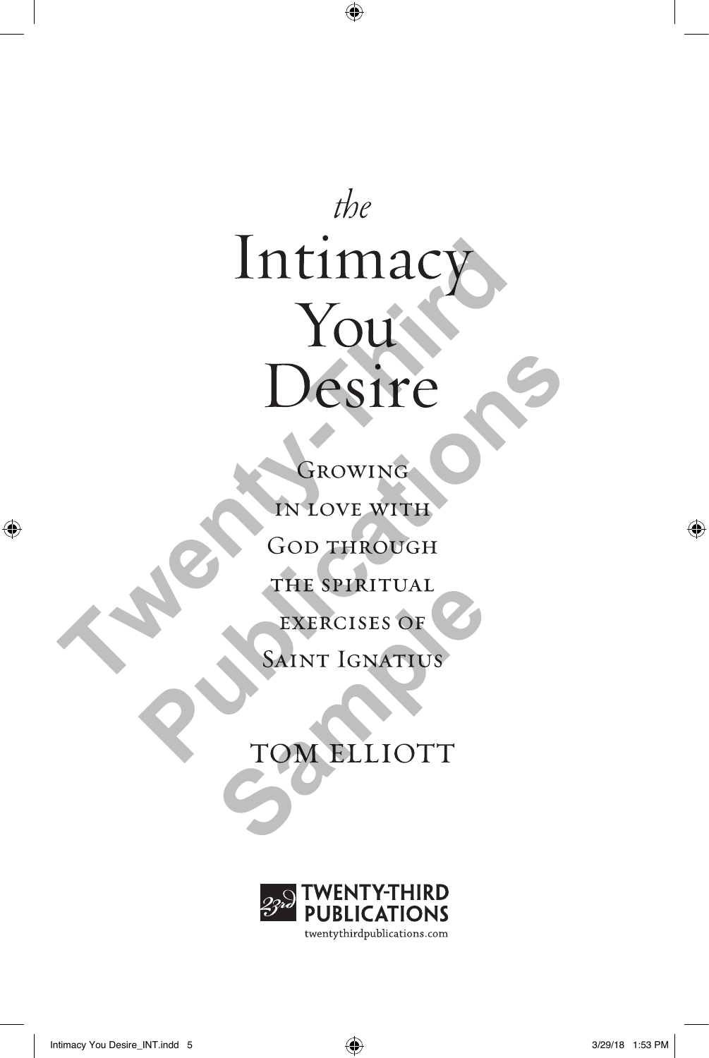# *the* Intimacy You Desire

## Growing in love with God through the spiritual exercises of Saint Ignatius

TOM ELLIOTT

TWENTY-THIRD PUBLICATIONS

twentythirdpublications.com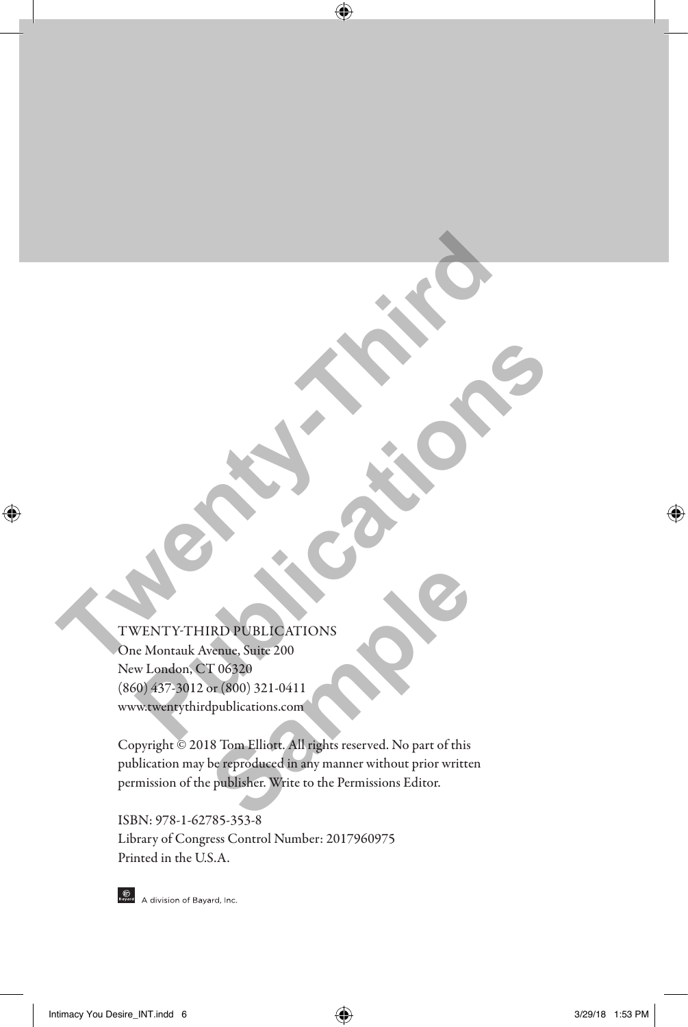TWENTY-THIRD PUBLICATIONS  
One Montauk Avenue, Suite 200  
New London, CT 06320  
(860) 437-3012 or (800) 321-0411  
www.twentythirdpublications.com

Copyright © 2018 Tom Elliott. All rights reserved. No part of this publication may be reproduced in any manner without prior written permission of the publisher. Write to the Permissions Editor.

ISBN: 978-1-62785-353-8  
Library of Congress Control Number: 2017960975  
Printed in the U.S.A.

A division of Bayard, Inc.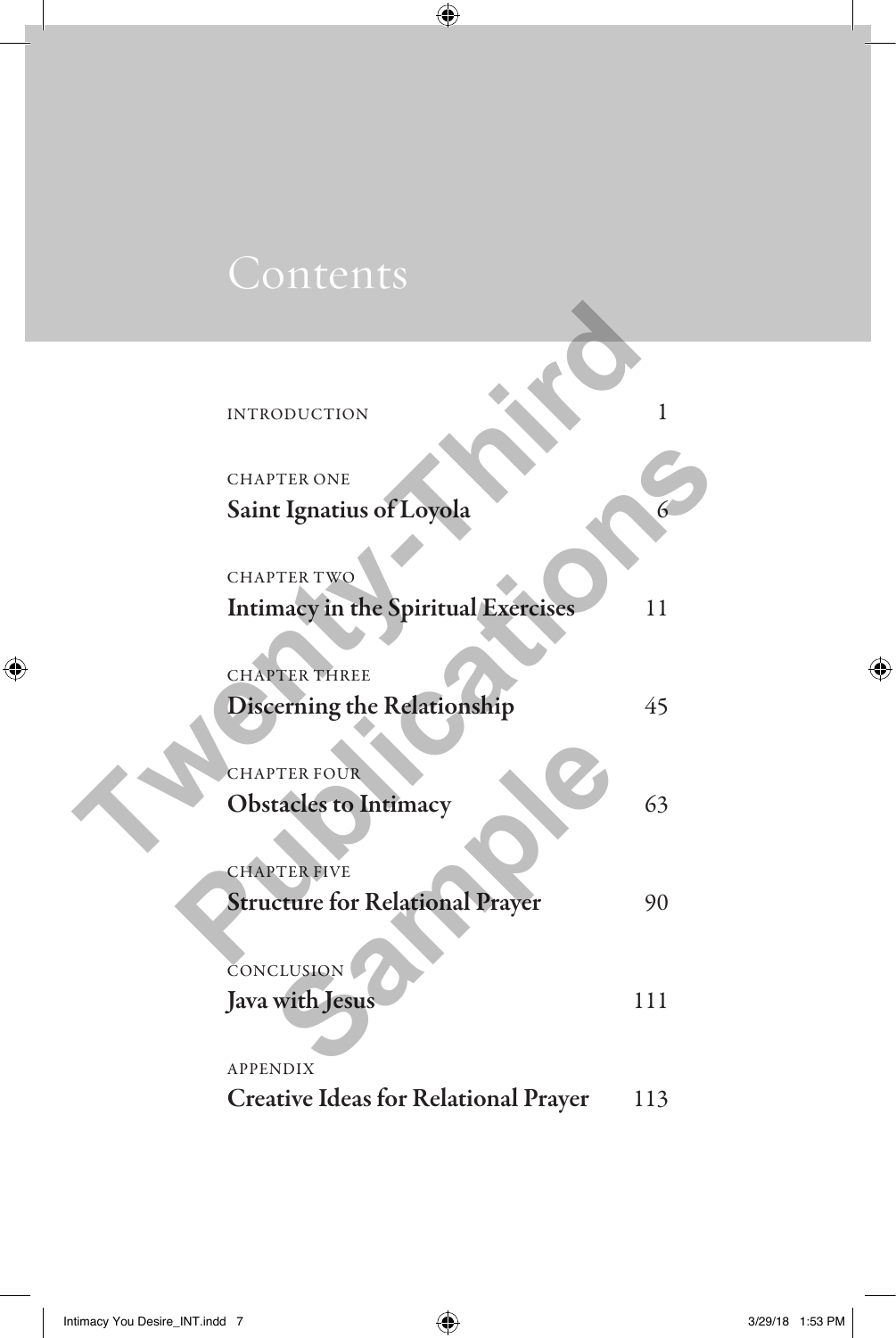# Contents

| | |
|---|---|
| INTRODUCTION | 1 |
| CHAPTER ONE **Saint Ignatius of Loyola** | 6 |
| CHAPTER TWO **Intimacy in the Spiritual Exercises** | 11 |
| CHAPTER THREE **Discerning the Relationship** | 45 |
| CHAPTER FOUR **Obstacles to Intimacy** | 63 |
| CHAPTER FIVE **Structure for Relational Prayer** | 90 |
| CONCLUSION **Java with Jesus** | 111 |
| APPENDIX **Creative Ideas for Relational Prayer** | 113 |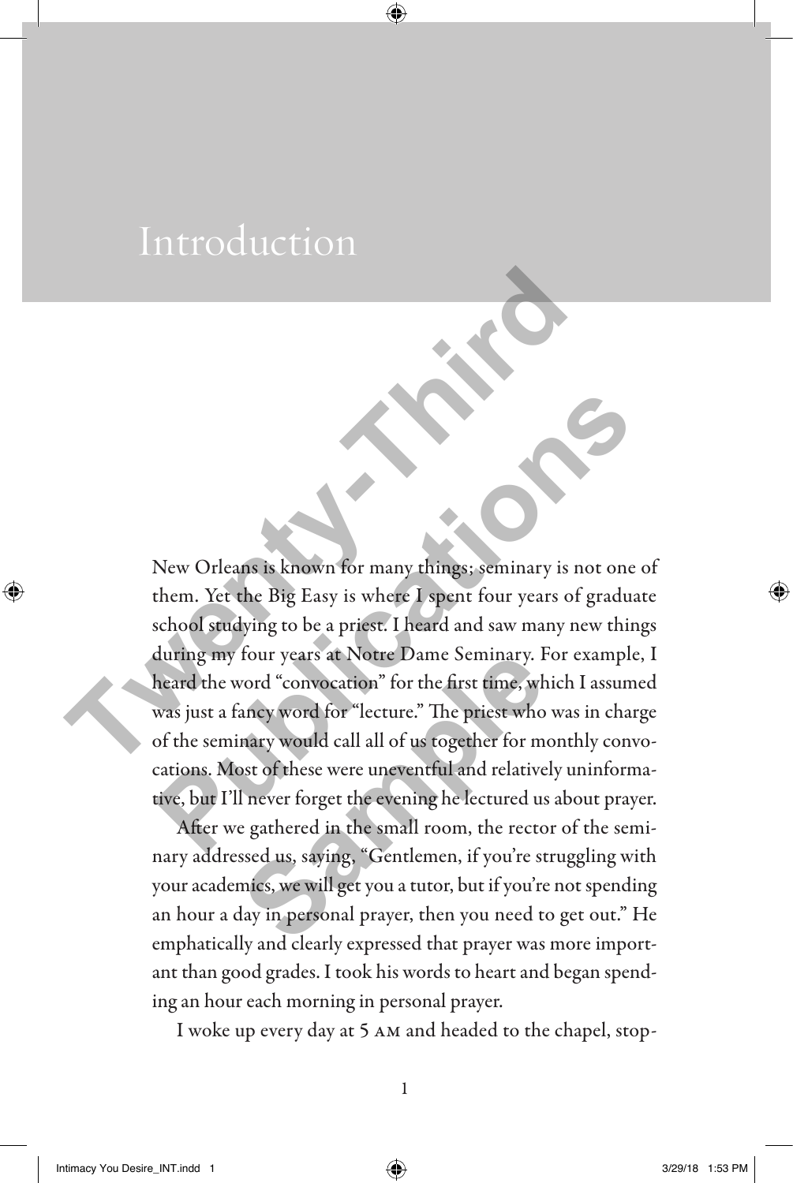# Introduction

New Orleans is known for many things; seminary is not one of them. Yet the Big Easy is where I spent four years of graduate school studying to be a priest. I heard and saw many new things during my four years at Notre Dame Seminary. For example, I heard the word "convocation" for the first time, which I assumed was just a fancy word for "lecture." The priest who was in charge of the seminary would call all of us together for monthly convocations. Most of these were uneventful and relatively uninformative, but I'll never forget the evening he lectured us about prayer.

After we gathered in the small room, the rector of the seminary addressed us, saying, "Gentlemen, if you're struggling with your academics, we will get you a tutor, but if you're not spending an hour a day in personal prayer, then you need to get out." He emphatically and clearly expressed that prayer was more important than good grades. I took his words to heart and began spending an hour each morning in personal prayer.

I woke up every day at 5 AM and headed to the chapel, stop-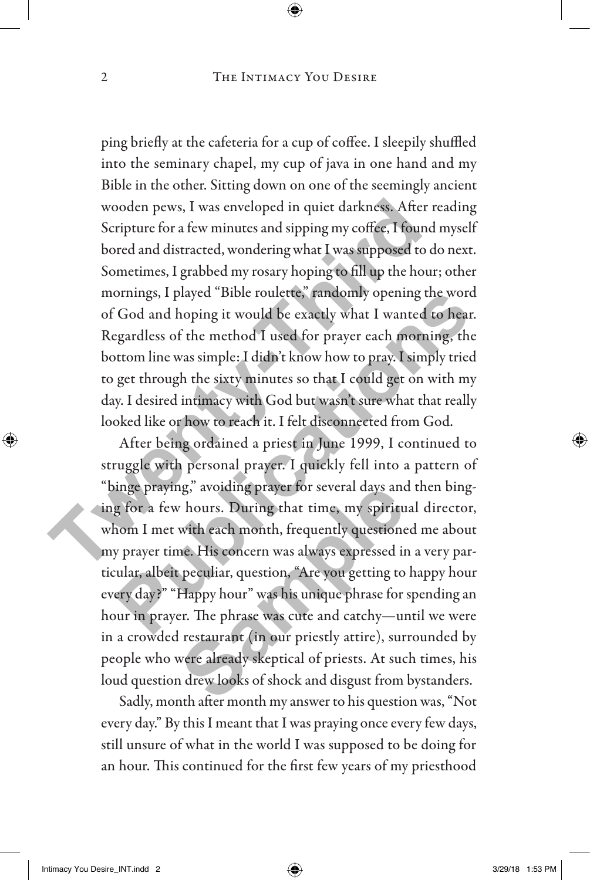ping briefly at the cafeteria for a cup of coffee. I sleepily shuffled into the seminary chapel, my cup of java in one hand and my Bible in the other. Sitting down on one of the seemingly ancient wooden pews, I was enveloped in quiet darkness. After reading Scripture for a few minutes and sipping my coffee, I found myself bored and distracted, wondering what I was supposed to do next. Sometimes, I grabbed my rosary hoping to fill up the hour; other mornings, I played "Bible roulette," randomly opening the word of God and hoping it would be exactly what I wanted to hear. Regardless of the method I used for prayer each morning, the bottom line was simple: I didn't know how to pray. I simply tried to get through the sixty minutes so that I could get on with my day. I desired intimacy with God but wasn't sure what that really looked like or how to reach it. I felt disconnected from God.

After being ordained a priest in June 1999, I continued to struggle with personal prayer. I quickly fell into a pattern of "binge praying," avoiding prayer for several days and then binging for a few hours. During that time, my spiritual director, whom I met with each month, frequently questioned me about my prayer time. His concern was always expressed in a very particular, albeit peculiar, question, "Are you getting to happy hour every day?" "Happy hour" was his unique phrase for spending an hour in prayer. The phrase was cute and catchy—until we were in a crowded restaurant (in our priestly attire), surrounded by people who were already skeptical of priests. At such times, his loud question drew looks of shock and disgust from bystanders.

Sadly, month after month my answer to his question was, "Not every day." By this I meant that I was praying once every few days, still unsure of what in the world I was supposed to be doing for an hour. This continued for the first few years of my priesthood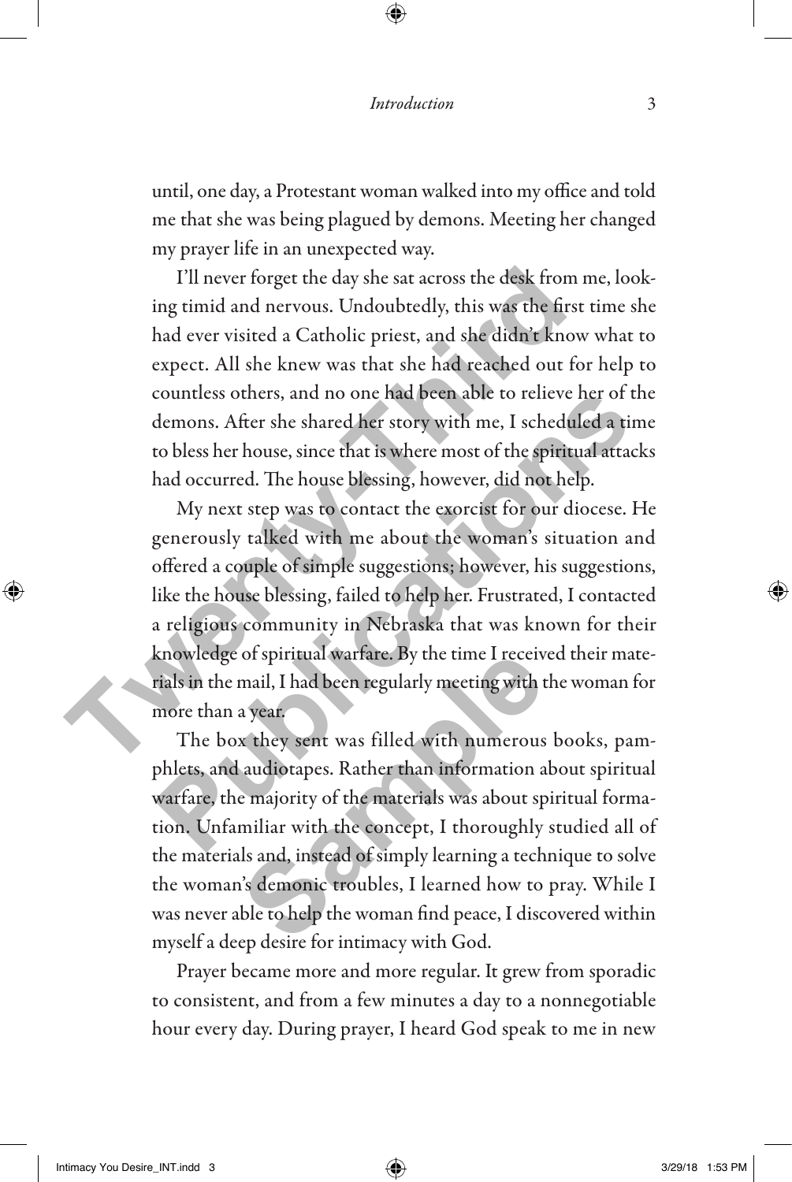until, one day, a Protestant woman walked into my office and told me that she was being plagued by demons. Meeting her changed my prayer life in an unexpected way.

I'll never forget the day she sat across the desk from me, looking timid and nervous. Undoubtedly, this was the first time she had ever visited a Catholic priest, and she didn't know what to expect. All she knew was that she had reached out for help to countless others, and no one had been able to relieve her of the demons. After she shared her story with me, I scheduled a time to bless her house, since that is where most of the spiritual attacks had occurred. The house blessing, however, did not help.

My next step was to contact the exorcist for our diocese. He generously talked with me about the woman's situation and offered a couple of simple suggestions; however, his suggestions, like the house blessing, failed to help her. Frustrated, I contacted a religious community in Nebraska that was known for their knowledge of spiritual warfare. By the time I received their materials in the mail, I had been regularly meeting with the woman for more than a year.

The box they sent was filled with numerous books, pamphlets, and audiotapes. Rather than information about spiritual warfare, the majority of the materials was about spiritual formation. Unfamiliar with the concept, I thoroughly studied all of the materials and, instead of simply learning a technique to solve the woman's demonic troubles, I learned how to pray. While I was never able to help the woman find peace, I discovered within myself a deep desire for intimacy with God.

Prayer became more and more regular. It grew from sporadic to consistent, and from a few minutes a day to a nonnegotiable hour every day. During prayer, I heard God speak to me in new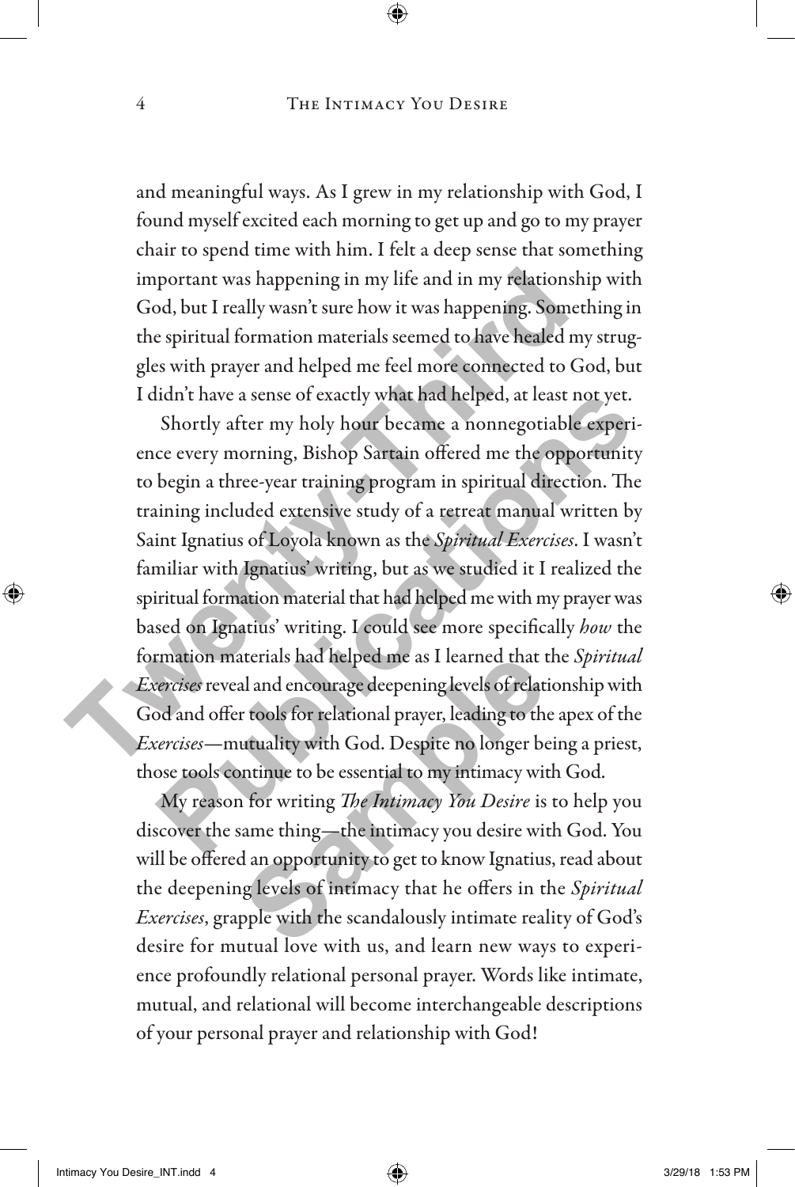and meaningful ways. As I grew in my relationship with God, I found myself excited each morning to get up and go to my prayer chair to spend time with him. I felt a deep sense that something important was happening in my life and in my relationship with God, but I really wasn't sure how it was happening. Something in the spiritual formation materials seemed to have healed my struggles with prayer and helped me feel more connected to God, but I didn't have a sense of exactly what had helped, at least not yet.

Shortly after my holy hour became a nonnegotiable experience every morning, Bishop Sartain offered me the opportunity to begin a three-year training program in spiritual direction. The training included extensive study of a retreat manual written by Saint Ignatius of Loyola known as the *Spiritual Exercises*. I wasn't familiar with Ignatius' writing, but as we studied it I realized the spiritual formation material that had helped me with my prayer was based on Ignatius' writing. I could see more specifically *how* the formation materials had helped me as I learned that the *Spiritual Exercises* reveal and encourage deepening levels of relationship with God and offer tools for relational prayer, leading to the apex of the *Exercises*—mutuality with God. Despite no longer being a priest, those tools continue to be essential to my intimacy with God.

My reason for writing *The Intimacy You Desire* is to help you discover the same thing—the intimacy you desire with God. You will be offered an opportunity to get to know Ignatius, read about the deepening levels of intimacy that he offers in the *Spiritual Exercises*, grapple with the scandalously intimate reality of God's desire for mutual love with us, and learn new ways to experience profoundly relational personal prayer. Words like intimate, mutual, and relational will become interchangeable descriptions of your personal prayer and relationship with God!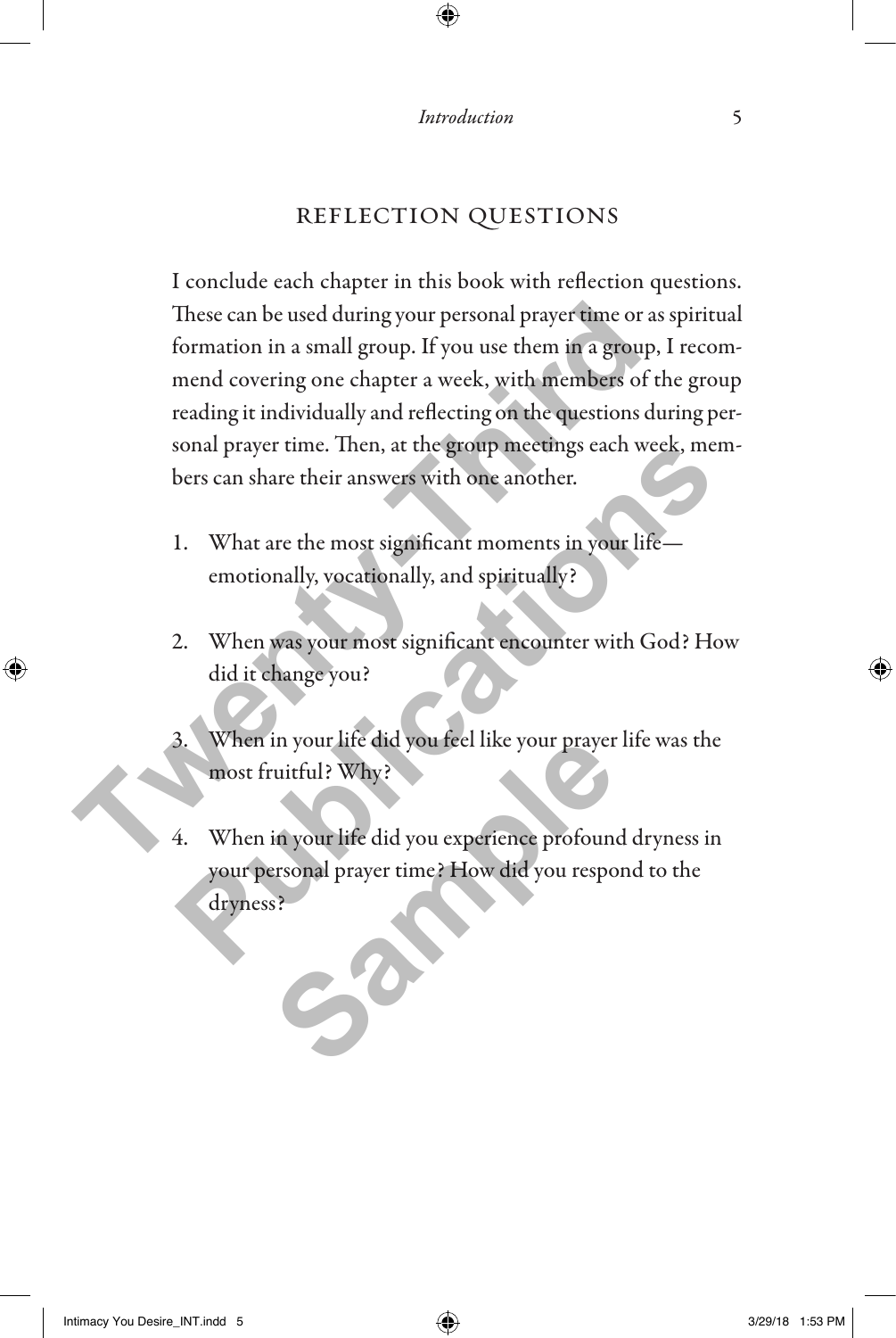## REFLECTION QUESTIONS

I conclude each chapter in this book with reflection questions. These can be used during your personal prayer time or as spiritual formation in a small group. If you use them in a group, I recommend covering one chapter a week, with members of the group reading it individually and reflecting on the questions during personal prayer time. Then, at the group meetings each week, members can share their answers with one another.

1. What are the most significant moments in your life—emotionally, vocationally, and spiritually?

2. When was your most significant encounter with God? How did it change you?

3. When in your life did you feel like your prayer life was the most fruitful? Why?

4. When in your life did you experience profound dryness in your personal prayer time? How did you respond to the dryness?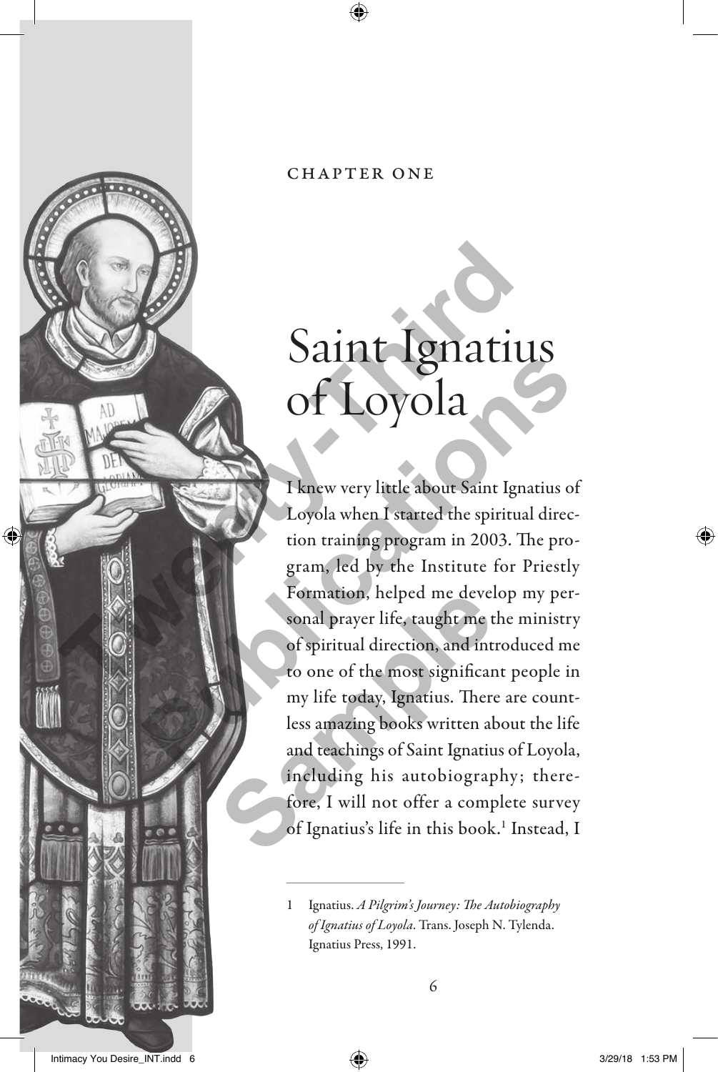CHAPTER ONE

# Saint Ignatius of Loyola

I knew very little about Saint Ignatius of Loyola when I started the spiritual direction training program in 2003. The program, led by the Institute for Priestly Formation, helped me develop my personal prayer life, taught me the ministry of spiritual direction, and introduced me to one of the most significant people in my life today, Ignatius. There are countless amazing books written about the life and teachings of Saint Ignatius of Loyola, including his autobiography; therefore, I will not offer a complete survey of Ignatius's life in this book.[1] Instead, I

---

1 Ignatius. *A Pilgrim's Journey: The Autobiography of Ignatius of Loyola*. Trans. Joseph N. Tylenda. Ignatius Press, 1991.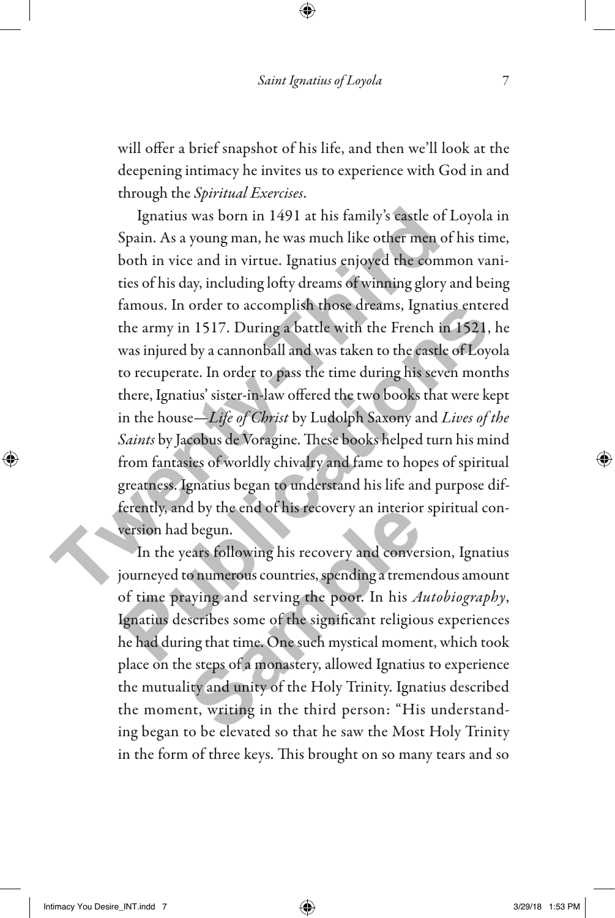will offer a brief snapshot of his life, and then we'll look at the deepening intimacy he invites us to experience with God in and through the *Spiritual Exercises*.

Ignatius was born in 1491 at his family's castle of Loyola in Spain. As a young man, he was much like other men of his time, both in vice and in virtue. Ignatius enjoyed the common vanities of his day, including lofty dreams of winning glory and being famous. In order to accomplish those dreams, Ignatius entered the army in 1517. During a battle with the French in 1521, he was injured by a cannonball and was taken to the castle of Loyola to recuperate. In order to pass the time during his seven months there, Ignatius' sister-in-law offered the two books that were kept in the house—*Life of Christ* by Ludolph Saxony and *Lives of the Saints* by Jacobus de Voragine. These books helped turn his mind from fantasies of worldly chivalry and fame to hopes of spiritual greatness. Ignatius began to understand his life and purpose differently, and by the end of his recovery an interior spiritual conversion had begun.

In the years following his recovery and conversion, Ignatius journeyed to numerous countries, spending a tremendous amount of time praying and serving the poor. In his *Autobiography*, Ignatius describes some of the significant religious experiences he had during that time. One such mystical moment, which took place on the steps of a monastery, allowed Ignatius to experience the mutuality and unity of the Holy Trinity. Ignatius described the moment, writing in the third person: "His understanding began to be elevated so that he saw the Most Holy Trinity in the form of three keys. This brought on so many tears and so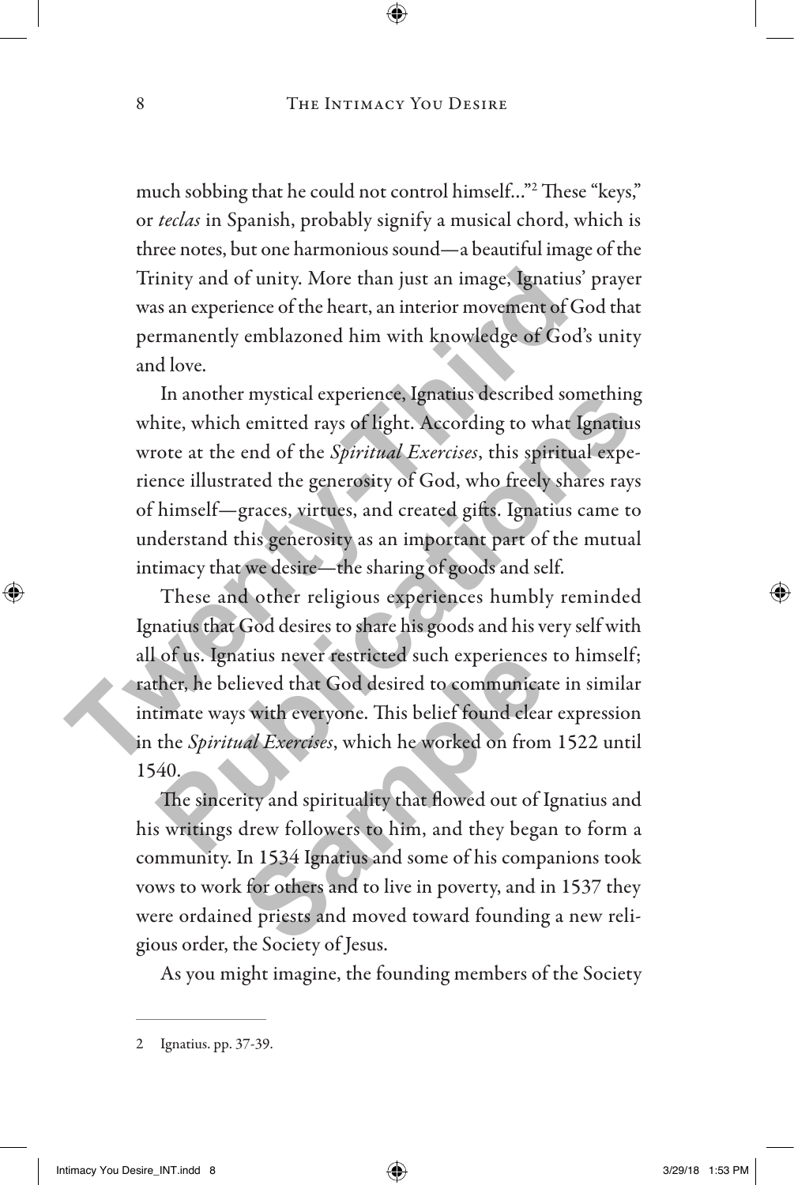much sobbing that he could not control himself…"[2] These "keys," or *teclas* in Spanish, probably signify a musical chord, which is three notes, but one harmonious sound—a beautiful image of the Trinity and of unity. More than just an image, Ignatius' prayer was an experience of the heart, an interior movement of God that permanently emblazoned him with knowledge of God's unity and love.

In another mystical experience, Ignatius described something white, which emitted rays of light. According to what Ignatius wrote at the end of the *Spiritual Exercises*, this spiritual experience illustrated the generosity of God, who freely shares rays of himself—graces, virtues, and created gifts. Ignatius came to understand this generosity as an important part of the mutual intimacy that we desire—the sharing of goods and self.

These and other religious experiences humbly reminded Ignatius that God desires to share his goods and his very self with all of us. Ignatius never restricted such experiences to himself; rather, he believed that God desired to communicate in similar intimate ways with everyone. This belief found clear expression in the *Spiritual Exercises*, which he worked on from 1522 until 1540.

The sincerity and spirituality that flowed out of Ignatius and his writings drew followers to him, and they began to form a community. In 1534 Ignatius and some of his companions took vows to work for others and to live in poverty, and in 1537 they were ordained priests and moved toward founding a new religious order, the Society of Jesus.

As you might imagine, the founding members of the Society

---

2 Ignatius. pp. 37-39.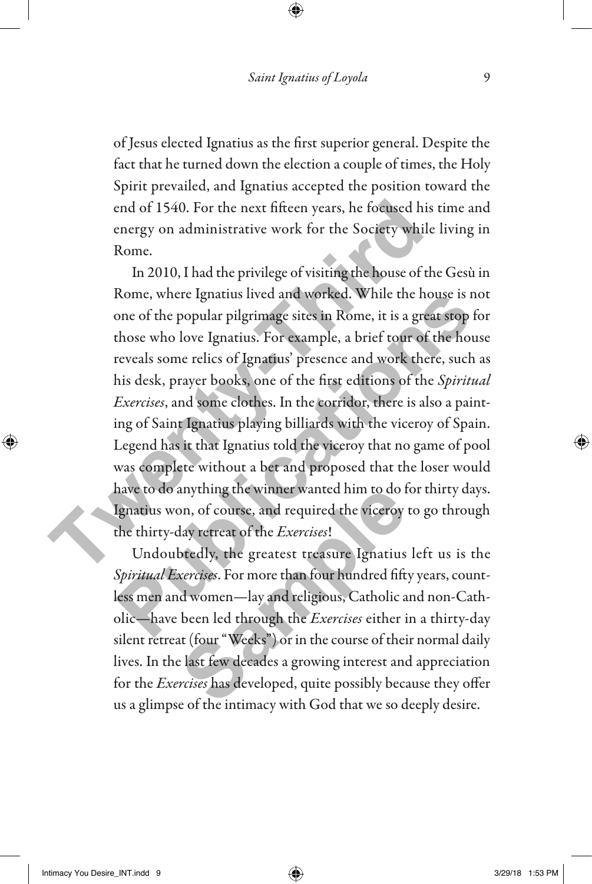of Jesus elected Ignatius as the first superior general. Despite the fact that he turned down the election a couple of times, the Holy Spirit prevailed, and Ignatius accepted the position toward the end of 1540. For the next fifteen years, he focused his time and energy on administrative work for the Society while living in Rome.

In 2010, I had the privilege of visiting the house of the Gesù in Rome, where Ignatius lived and worked. While the house is not one of the popular pilgrimage sites in Rome, it is a great stop for those who love Ignatius. For example, a brief tour of the house reveals some relics of Ignatius' presence and work there, such as his desk, prayer books, one of the first editions of the *Spiritual Exercises*, and some clothes. In the corridor, there is also a painting of Saint Ignatius playing billiards with the viceroy of Spain. Legend has it that Ignatius told the viceroy that no game of pool was complete without a bet and proposed that the loser would have to do anything the winner wanted him to do for thirty days. Ignatius won, of course, and required the viceroy to go through the thirty-day retreat of the *Exercises*!

Undoubtedly, the greatest treasure Ignatius left us is the *Spiritual Exercises*. For more than four hundred fifty years, countless men and women—lay and religious, Catholic and non-Catholic—have been led through the *Exercises* either in a thirty-day silent retreat (four "Weeks") or in the course of their normal daily lives. In the last few decades a growing interest and appreciation for the *Exercises* has developed, quite possibly because they offer us a glimpse of the intimacy with God that we so deeply desire.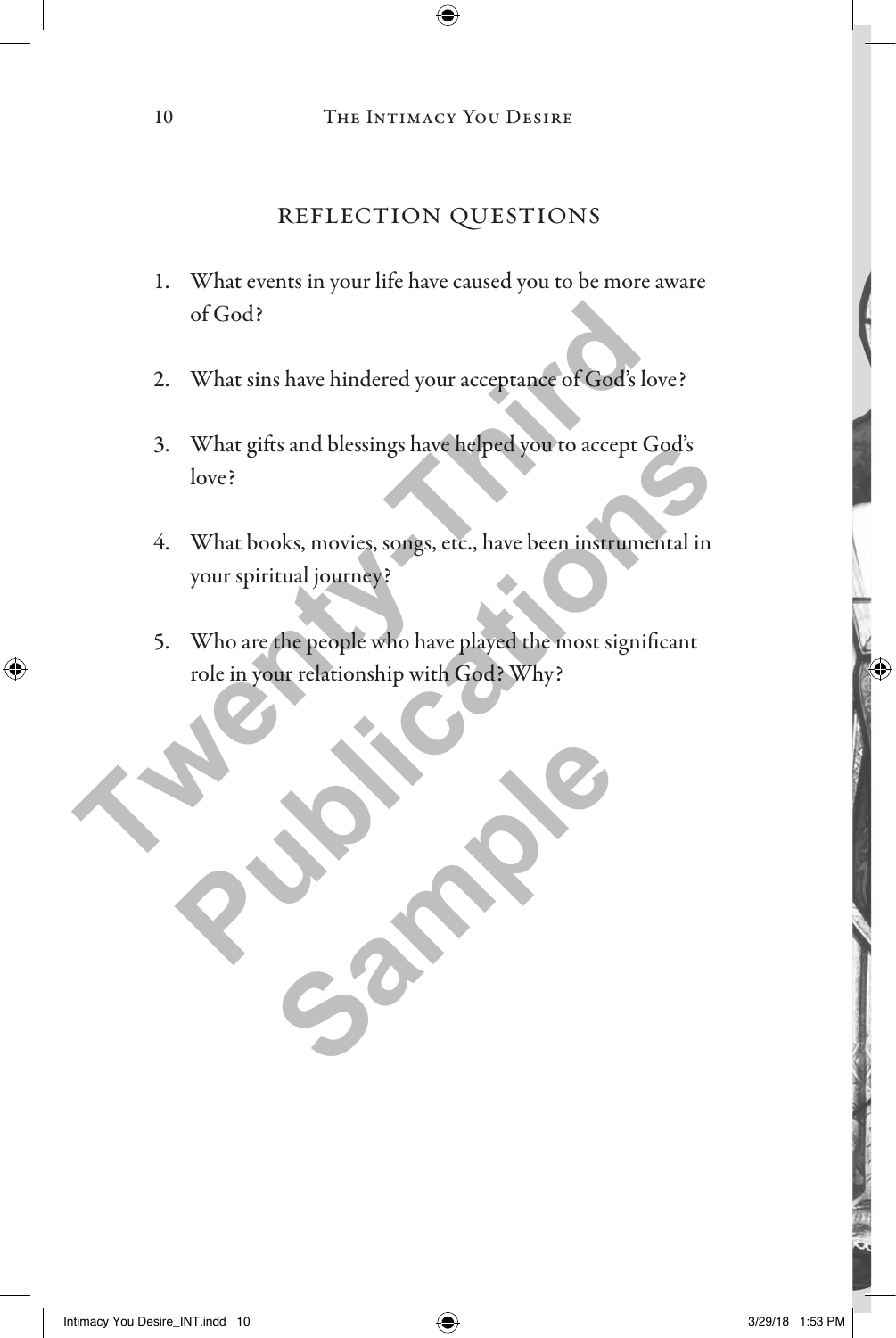## REFLECTION QUESTIONS

1. What events in your life have caused you to be more aware of God?
2. What sins have hindered your acceptance of God's love?
3. What gifts and blessings have helped you to accept God's love?
4. What books, movies, songs, etc., have been instrumental in your spiritual journey?
5. Who are the people who have played the most significant role in your relationship with God? Why?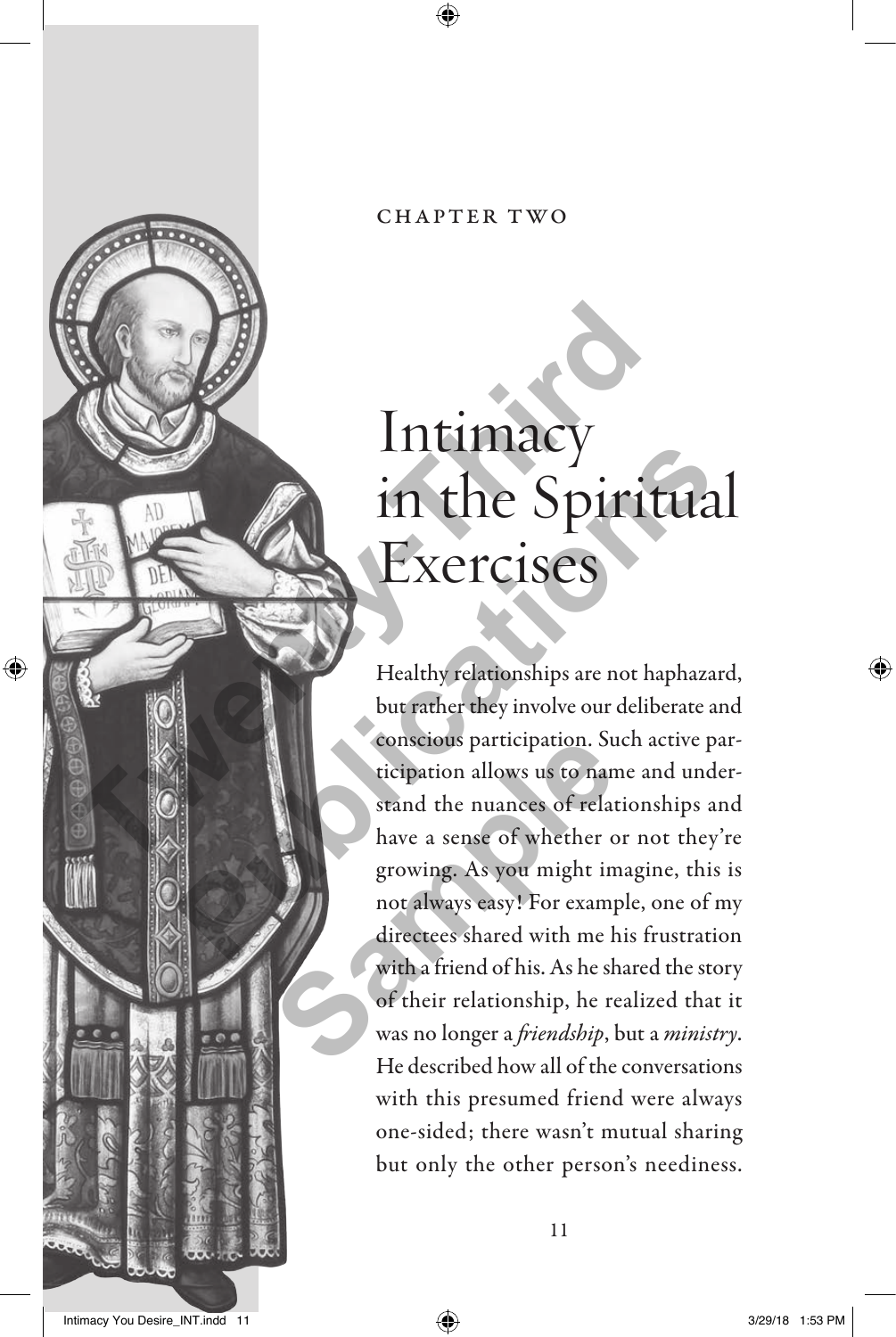CHAPTER TWO

# Intimacy in the Spiritual Exercises

Healthy relationships are not haphazard, but rather they involve our deliberate and conscious participation. Such active participation allows us to name and understand the nuances of relationships and have a sense of whether or not they're growing. As you might imagine, this is not always easy! For example, one of my directees shared with me his frustration with a friend of his. As he shared the story of their relationship, he realized that it was no longer a *friendship*, but a *ministry*. He described how all of the conversations with this presumed friend were always one-sided; there wasn't mutual sharing but only the other person's neediness.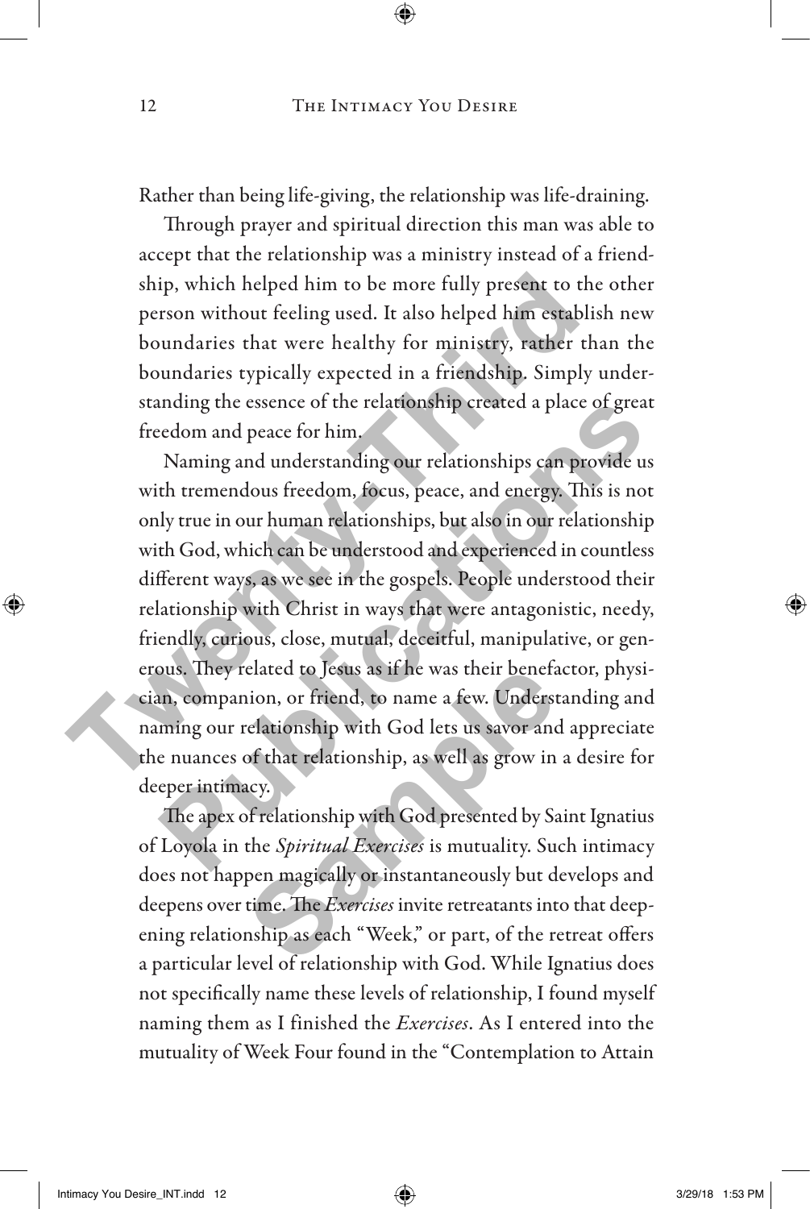Rather than being life-giving, the relationship was life-draining.

Through prayer and spiritual direction this man was able to accept that the relationship was a ministry instead of a friendship, which helped him to be more fully present to the other person without feeling used. It also helped him establish new boundaries that were healthy for ministry, rather than the boundaries typically expected in a friendship. Simply understanding the essence of the relationship created a place of great freedom and peace for him.

Naming and understanding our relationships can provide us with tremendous freedom, focus, peace, and energy. This is not only true in our human relationships, but also in our relationship with God, which can be understood and experienced in countless different ways, as we see in the gospels. People understood their relationship with Christ in ways that were antagonistic, needy, friendly, curious, close, mutual, deceitful, manipulative, or generous. They related to Jesus as if he was their benefactor, physician, companion, or friend, to name a few. Understanding and naming our relationship with God lets us savor and appreciate the nuances of that relationship, as well as grow in a desire for deeper intimacy.

The apex of relationship with God presented by Saint Ignatius of Loyola in the *Spiritual Exercises* is mutuality. Such intimacy does not happen magically or instantaneously but develops and deepens over time. The *Exercises* invite retreatants into that deepening relationship as each "Week," or part, of the retreat offers a particular level of relationship with God. While Ignatius does not specifically name these levels of relationship, I found myself naming them as I finished the *Exercises*. As I entered into the mutuality of Week Four found in the "Contemplation to Attain